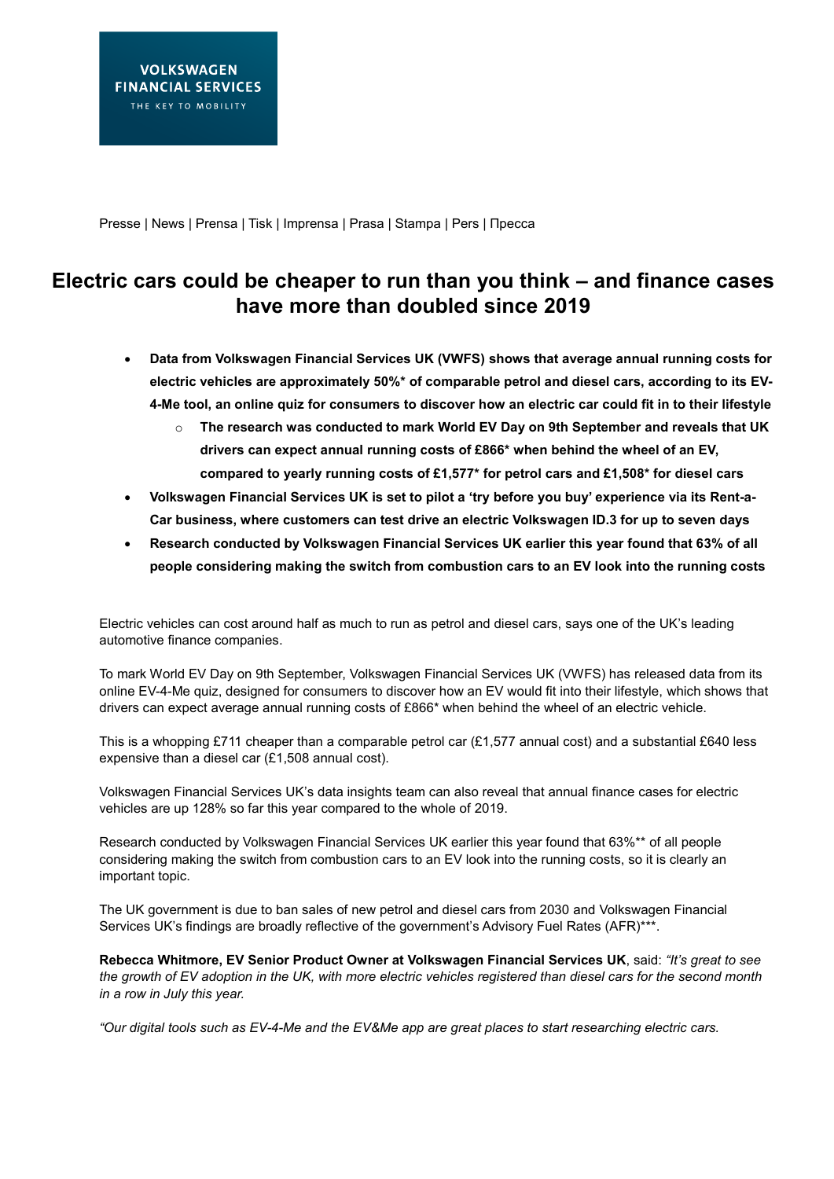VOLKSWAGEN
FINANCIAL SERVICES
THE KEY TO MOBILITY

Presse | News | Prensa | Tisk | Imprensa | Prasa | Stampa | Pers | Пресса

# Electric cars could be cheaper to run than you think – and finance cases have more than doubled since 2019

- **Data from Volkswagen Financial Services UK (VWFS) shows that average annual running costs for electric vehicles are approximately 50%* of comparable petrol and diesel cars, according to its EV-4-Me tool, an online quiz for consumers to discover how an electric car could fit in to their lifestyle**
    - **The research was conducted to mark World EV Day on 9th September and reveals that UK drivers can expect annual running costs of £866* when behind the wheel of an EV, compared to yearly running costs of £1,577* for petrol cars and £1,508* for diesel cars**
- **Volkswagen Financial Services UK is set to pilot a 'try before you buy' experience via its Rent-a-Car business, where customers can test drive an electric Volkswagen ID.3 for up to seven days**
- **Research conducted by Volkswagen Financial Services UK earlier this year found that 63% of all people considering making the switch from combustion cars to an EV look into the running costs**

Electric vehicles can cost around half as much to run as petrol and diesel cars, says one of the UK's leading automotive finance companies.

To mark World EV Day on 9th September, Volkswagen Financial Services UK (VWFS) has released data from its online EV-4-Me quiz, designed for consumers to discover how an EV would fit into their lifestyle, which shows that drivers can expect average annual running costs of £866* when behind the wheel of an electric vehicle.

This is a whopping £711 cheaper than a comparable petrol car (£1,577 annual cost) and a substantial £640 less expensive than a diesel car (£1,508 annual cost).

Volkswagen Financial Services UK's data insights team can also reveal that annual finance cases for electric vehicles are up 128% so far this year compared to the whole of 2019.

Research conducted by Volkswagen Financial Services UK earlier this year found that 63%** of all people considering making the switch from combustion cars to an EV look into the running costs, so it is clearly an important topic.

The UK government is due to ban sales of new petrol and diesel cars from 2030 and Volkswagen Financial Services UK's findings are broadly reflective of the government's Advisory Fuel Rates (AFR)***.

**Rebecca Whitmore, EV Senior Product Owner at Volkswagen Financial Services UK**, said: *"It's great to see the growth of EV adoption in the UK, with more electric vehicles registered than diesel cars for the second month in a row in July this year.*

*"Our digital tools such as EV-4-Me and the EV&Me app are great places to start researching electric cars.*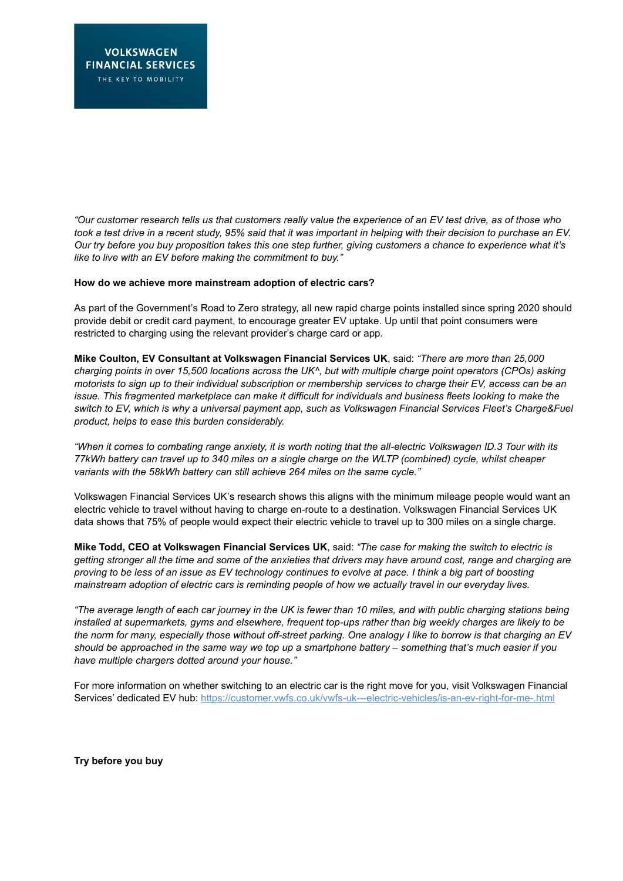*"Our customer research tells us that customers really value the experience of an EV test drive, as of those who took a test drive in a recent study, 95% said that it was important in helping with their decision to purchase an EV. Our try before you buy proposition takes this one step further, giving customers a chance to experience what it's like to live with an EV before making the commitment to buy."*

**How do we achieve more mainstream adoption of electric cars?**

As part of the Government's Road to Zero strategy, all new rapid charge points installed since spring 2020 should provide debit or credit card payment, to encourage greater EV uptake. Up until that point consumers were restricted to charging using the relevant provider's charge card or app.

**Mike Coulton, EV Consultant at Volkswagen Financial Services UK**, said: *"There are more than 25,000 charging points in over 15,500 locations across the UK^, but with multiple charge point operators (CPOs) asking motorists to sign up to their individual subscription or membership services to charge their EV, access can be an issue. This fragmented marketplace can make it difficult for individuals and business fleets looking to make the switch to EV, which is why a universal payment app, such as Volkswagen Financial Services Fleet's Charge&Fuel product, helps to ease this burden considerably.*

*"When it comes to combating range anxiety, it is worth noting that the all-electric Volkswagen ID.3 Tour with its 77kWh battery can travel up to 340 miles on a single charge on the WLTP (combined) cycle, whilst cheaper variants with the 58kWh battery can still achieve 264 miles on the same cycle."*

Volkswagen Financial Services UK's research shows this aligns with the minimum mileage people would want an electric vehicle to travel without having to charge en-route to a destination. Volkswagen Financial Services UK data shows that 75% of people would expect their electric vehicle to travel up to 300 miles on a single charge.

**Mike Todd, CEO at Volkswagen Financial Services UK**, said: *"The case for making the switch to electric is getting stronger all the time and some of the anxieties that drivers may have around cost, range and charging are proving to be less of an issue as EV technology continues to evolve at pace. I think a big part of boosting mainstream adoption of electric cars is reminding people of how we actually travel in our everyday lives.*

*"The average length of each car journey in the UK is fewer than 10 miles, and with public charging stations being installed at supermarkets, gyms and elsewhere, frequent top-ups rather than big weekly charges are likely to be the norm for many, especially those without off-street parking. One analogy I like to borrow is that charging an EV should be approached in the same way we top up a smartphone battery – something that's much easier if you have multiple chargers dotted around your house."*

For more information on whether switching to an electric car is the right move for you, visit Volkswagen Financial Services' dedicated EV hub: [https://customer.vwfs.co.uk/vwfs-uk---electric-vehicles/is-an-ev-right-for-me-.html](https://customer.vwfs.co.uk/vwfs-uk---electric-vehicles/is-an-ev-right-for-me-.html)

**Try before you buy**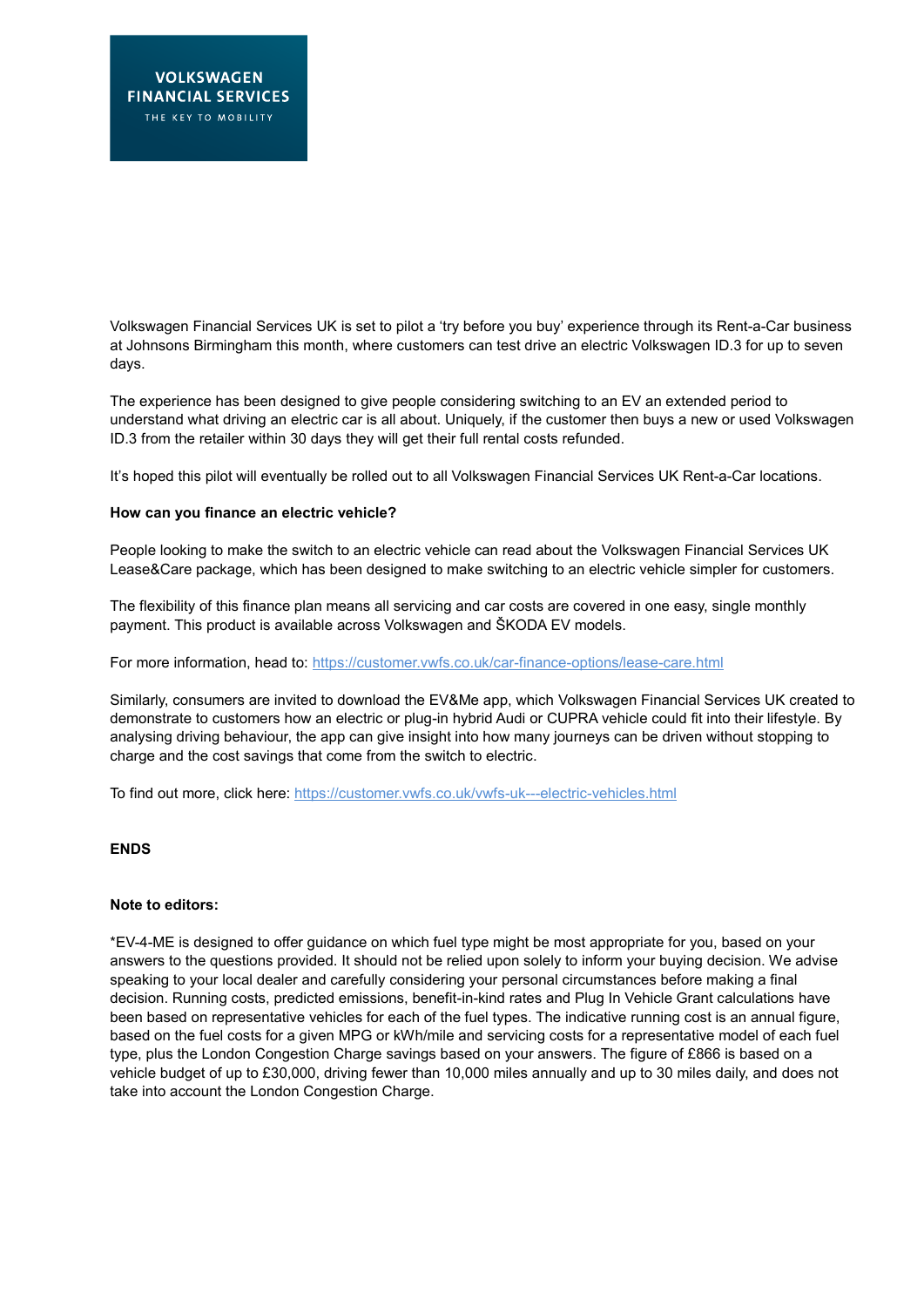Volkswagen Financial Services UK is set to pilot a 'try before you buy' experience through its Rent-a-Car business at Johnsons Birmingham this month, where customers can test drive an electric Volkswagen ID.3 for up to seven days.

The experience has been designed to give people considering switching to an EV an extended period to understand what driving an electric car is all about. Uniquely, if the customer then buys a new or used Volkswagen ID.3 from the retailer within 30 days they will get their full rental costs refunded.

It's hoped this pilot will eventually be rolled out to all Volkswagen Financial Services UK Rent-a-Car locations.

**How can you finance an electric vehicle?**

People looking to make the switch to an electric vehicle can read about the Volkswagen Financial Services UK Lease&Care package, which has been designed to make switching to an electric vehicle simpler for customers.

The flexibility of this finance plan means all servicing and car costs are covered in one easy, single monthly payment. This product is available across Volkswagen and ŠKODA EV models.

For more information, head to: https://customer.vwfs.co.uk/car-finance-options/lease-care.html

Similarly, consumers are invited to download the EV&Me app, which Volkswagen Financial Services UK created to demonstrate to customers how an electric or plug-in hybrid Audi or CUPRA vehicle could fit into their lifestyle. By analysing driving behaviour, the app can give insight into how many journeys can be driven without stopping to charge and the cost savings that come from the switch to electric.

To find out more, click here: https://customer.vwfs.co.uk/vwfs-uk---electric-vehicles.html

**ENDS**

**Note to editors:**

*EV-4-ME is designed to offer guidance on which fuel type might be most appropriate for you, based on your answers to the questions provided. It should not be relied upon solely to inform your buying decision. We advise speaking to your local dealer and carefully considering your personal circumstances before making a final decision. Running costs, predicted emissions, benefit-in-kind rates and Plug In Vehicle Grant calculations have been based on representative vehicles for each of the fuel types. The indicative running cost is an annual figure, based on the fuel costs for a given MPG or kWh/mile and servicing costs for a representative model of each fuel type, plus the London Congestion Charge savings based on your answers. The figure of £866 is based on a vehicle budget of up to £30,000, driving fewer than 10,000 miles annually and up to 30 miles daily, and does not take into account the London Congestion Charge.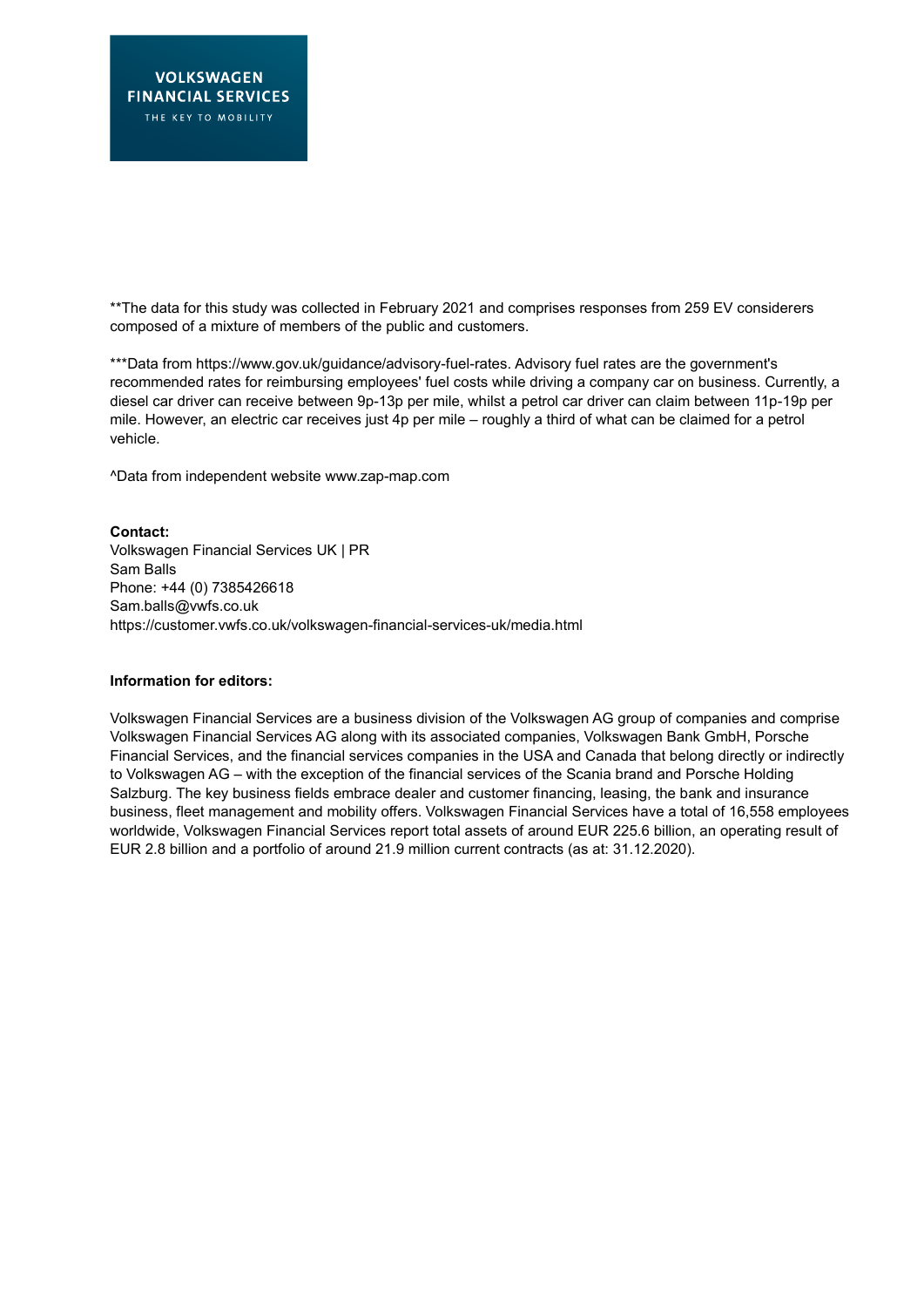**The data for this study was collected in February 2021 and comprises responses from 259 EV considerers composed of a mixture of members of the public and customers.

***Data from https://www.gov.uk/guidance/advisory-fuel-rates. Advisory fuel rates are the government's recommended rates for reimbursing employees' fuel costs while driving a company car on business. Currently, a diesel car driver can receive between 9p-13p per mile, whilst a petrol car driver can claim between 11p-19p per mile. However, an electric car receives just 4p per mile – roughly a third of what can be claimed for a petrol vehicle.

^Data from independent website www.zap-map.com

**Contact:**
Volkswagen Financial Services UK | PR
Sam Balls
Phone: +44 (0) 7385426618
Sam.balls@vwfs.co.uk
https://customer.vwfs.co.uk/volkswagen-financial-services-uk/media.html

**Information for editors:**

Volkswagen Financial Services are a business division of the Volkswagen AG group of companies and comprise Volkswagen Financial Services AG along with its associated companies, Volkswagen Bank GmbH, Porsche Financial Services, and the financial services companies in the USA and Canada that belong directly or indirectly to Volkswagen AG – with the exception of the financial services of the Scania brand and Porsche Holding Salzburg. The key business fields embrace dealer and customer financing, leasing, the bank and insurance business, fleet management and mobility offers. Volkswagen Financial Services have a total of 16,558 employees worldwide, Volkswagen Financial Services report total assets of around EUR 225.6 billion, an operating result of EUR 2.8 billion and a portfolio of around 21.9 million current contracts (as at: 31.12.2020).